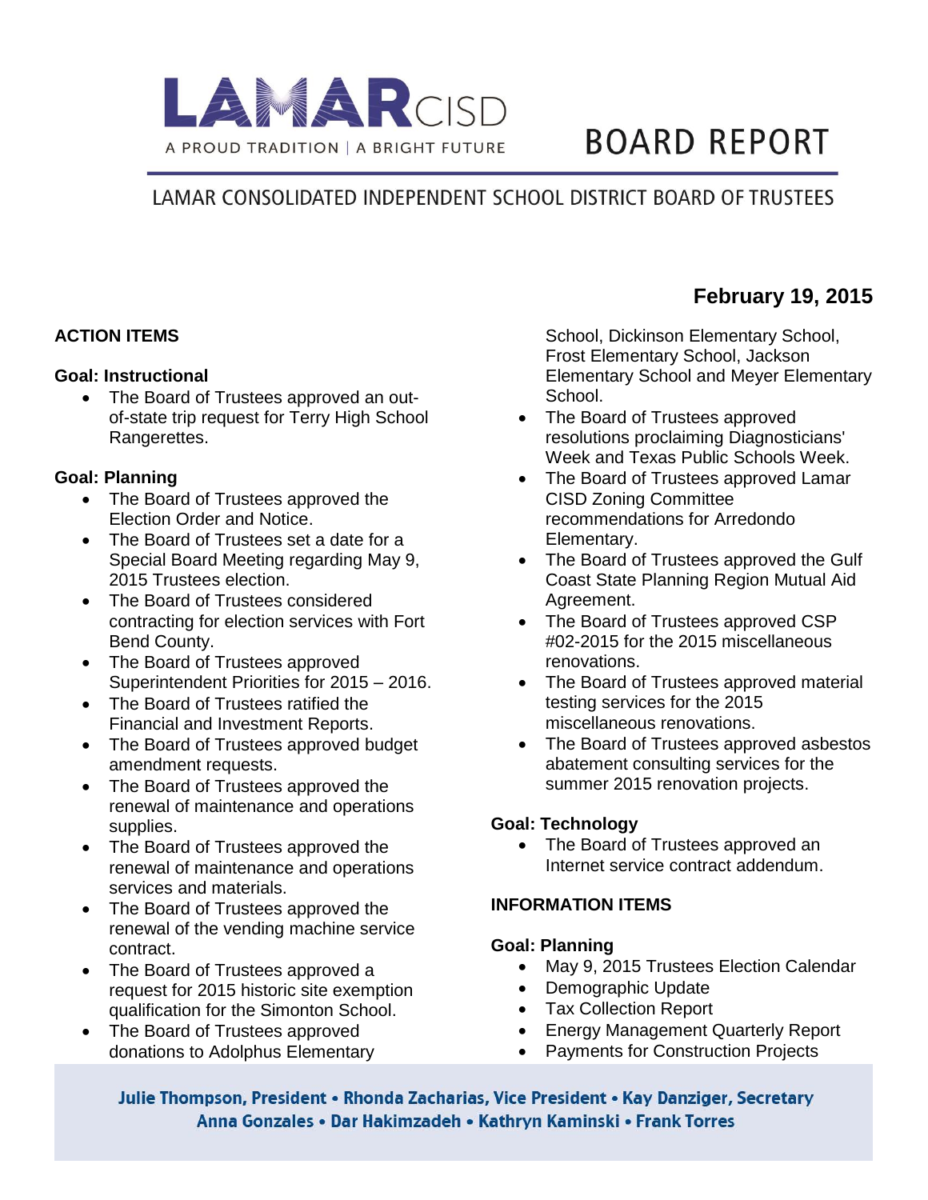# LAMAR CISD

A PROUD TRADITION | A BRIGHT FUTURE

# BOARD REPORT

## LAMAR CONSOLIDATED INDEPENDENT SCHOOL DISTRICT BOARD OF TRUSTEES

**February 19, 2015**

### ACTION ITEMS

**Goal: Instructional**

- The Board of Trustees approved an out-of-state trip request for Terry High School Rangerettes.

**Goal: Planning**

- The Board of Trustees approved the Election Order and Notice.
- The Board of Trustees set a date for a Special Board Meeting regarding May 9, 2015 Trustees election.
- The Board of Trustees considered contracting for election services with Fort Bend County.
- The Board of Trustees approved Superintendent Priorities for 2015 – 2016.
- The Board of Trustees ratified the Financial and Investment Reports.
- The Board of Trustees approved budget amendment requests.
- The Board of Trustees approved the renewal of maintenance and operations supplies.
- The Board of Trustees approved the renewal of maintenance and operations services and materials.
- The Board of Trustees approved the renewal of the vending machine service contract.
- The Board of Trustees approved a request for 2015 historic site exemption qualification for the Simonton School.
- The Board of Trustees approved donations to Adolphus Elementary School, Dickinson Elementary School, Frost Elementary School, Jackson Elementary School and Meyer Elementary School.
- The Board of Trustees approved resolutions proclaiming Diagnosticians' Week and Texas Public Schools Week.
- The Board of Trustees approved Lamar CISD Zoning Committee recommendations for Arredondo Elementary.
- The Board of Trustees approved the Gulf Coast State Planning Region Mutual Aid Agreement.
- The Board of Trustees approved CSP #02-2015 for the 2015 miscellaneous renovations.
- The Board of Trustees approved material testing services for the 2015 miscellaneous renovations.
- The Board of Trustees approved asbestos abatement consulting services for the summer 2015 renovation projects.

**Goal: Technology**

- The Board of Trustees approved an Internet service contract addendum.

### INFORMATION ITEMS

**Goal: Planning**

- May 9, 2015 Trustees Election Calendar
- Demographic Update
- Tax Collection Report
- Energy Management Quarterly Report
- Payments for Construction Projects

**Julie Thompson, President • Rhonda Zacharias, Vice President • Kay Danziger, Secretary**
**Anna Gonzales • Dar Hakimzadeh • Kathryn Kaminski • Frank Torres**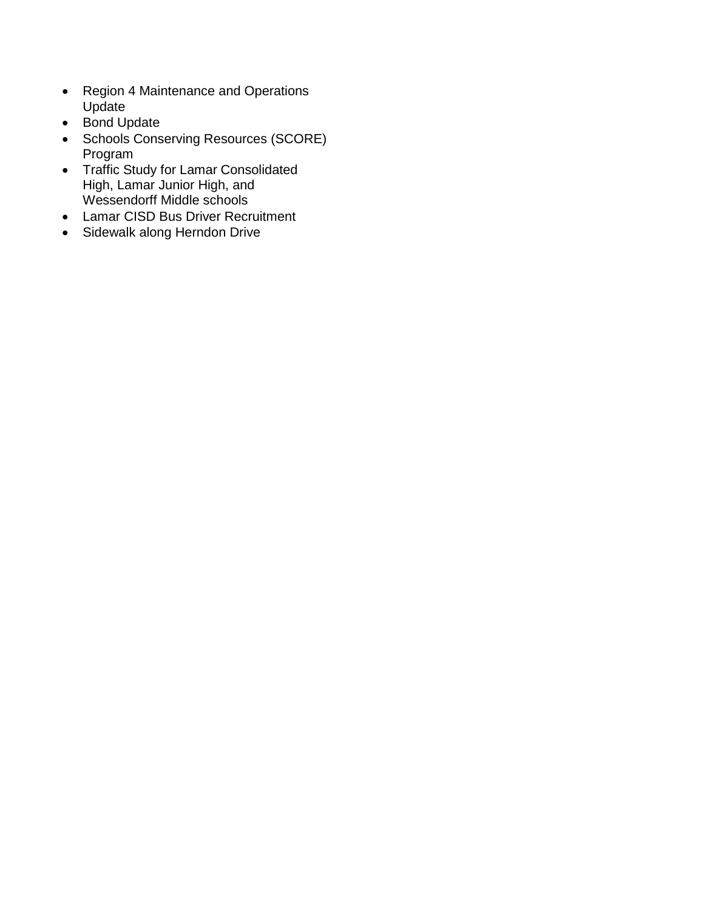- Region 4 Maintenance and Operations Update
- Bond Update
- Schools Conserving Resources (SCORE) Program
- Traffic Study for Lamar Consolidated High, Lamar Junior High, and Wessendorff Middle schools
- Lamar CISD Bus Driver Recruitment
- Sidewalk along Herndon Drive